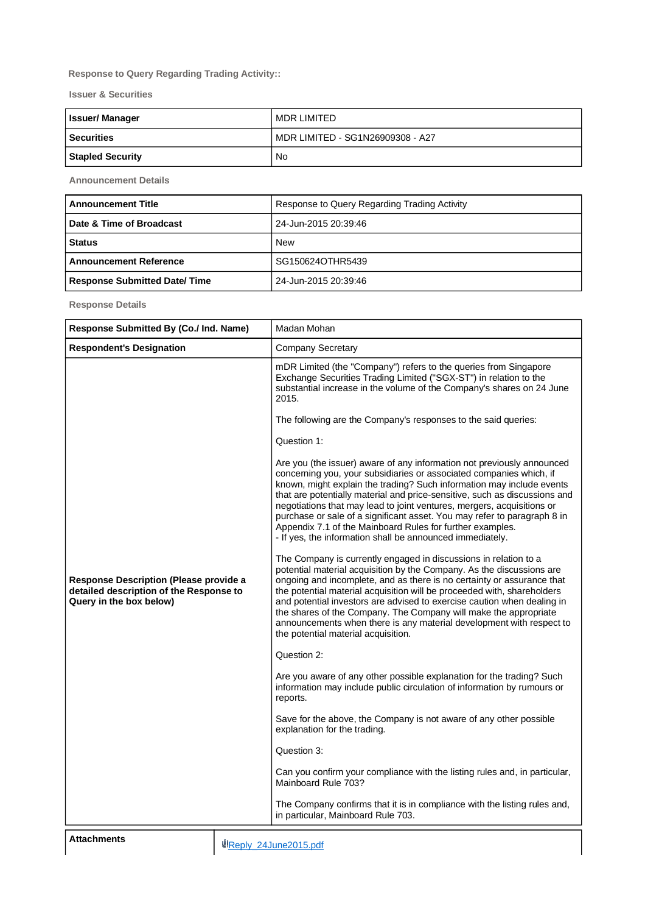**Response to Query Regarding Trading Activity::**

**Issuer & Securities**

| Issuer/ Manager | MDR LIMITED |
|---|---|
| Securities | MDR LIMITED - SG1N26909308 - A27 |
| Stapled Security | No |

**Announcement Details**

| Announcement Title | Response to Query Regarding Trading Activity |
|---|---|
| Date & Time of Broadcast | 24-Jun-2015 20:39:46 |
| Status | New |
| Announcement Reference | SG150624OTHR5439 |
| Response Submitted Date/ Time | 24-Jun-2015 20:39:46 |

**Response Details**

| Response Submitted By (Co./ Ind. Name) | Madan Mohan |
|---|---|
| Respondent's Designation | Company Secretary |
| Response Description (Please provide a detailed description of the Response to Query in the box below) | mDR Limited (the "Company") refers to the queries from Singapore Exchange Securities Trading Limited ("SGX-ST") in relation to the substantial increase in the volume of the Company's shares on 24 June 2015.<br><br>The following are the Company's responses to the said queries:<br><br>Question 1:<br><br>Are you (the issuer) aware of any information not previously announced concerning you, your subsidiaries or associated companies which, if known, might explain the trading? Such information may include events that are potentially material and price-sensitive, such as discussions and negotiations that may lead to joint ventures, mergers, acquisitions or purchase or sale of a significant asset. You may refer to paragraph 8 in Appendix 7.1 of the Mainboard Rules for further examples.<br>- If yes, the information shall be announced immediately.<br><br>The Company is currently engaged in discussions in relation to a potential material acquisition by the Company. As the discussions are ongoing and incomplete, and as there is no certainty or assurance that the potential material acquisition will be proceeded with, shareholders and potential investors are advised to exercise caution when dealing in the shares of the Company. The Company will make the appropriate announcements when there is any material development with respect to the potential material acquisition.<br><br>Question 2:<br><br>Are you aware of any other possible explanation for the trading? Such information may include public circulation of information by rumours or reports.<br><br>Save for the above, the Company is not aware of any other possible explanation for the trading.<br><br>Question 3:<br><br>Can you confirm your compliance with the listing rules and, in particular, Mainboard Rule 703?<br><br>The Company confirms that it is in compliance with the listing rules and, in particular, Mainboard Rule 703. |

| Attachments | Reply_24June2015.pdf |
|---|---|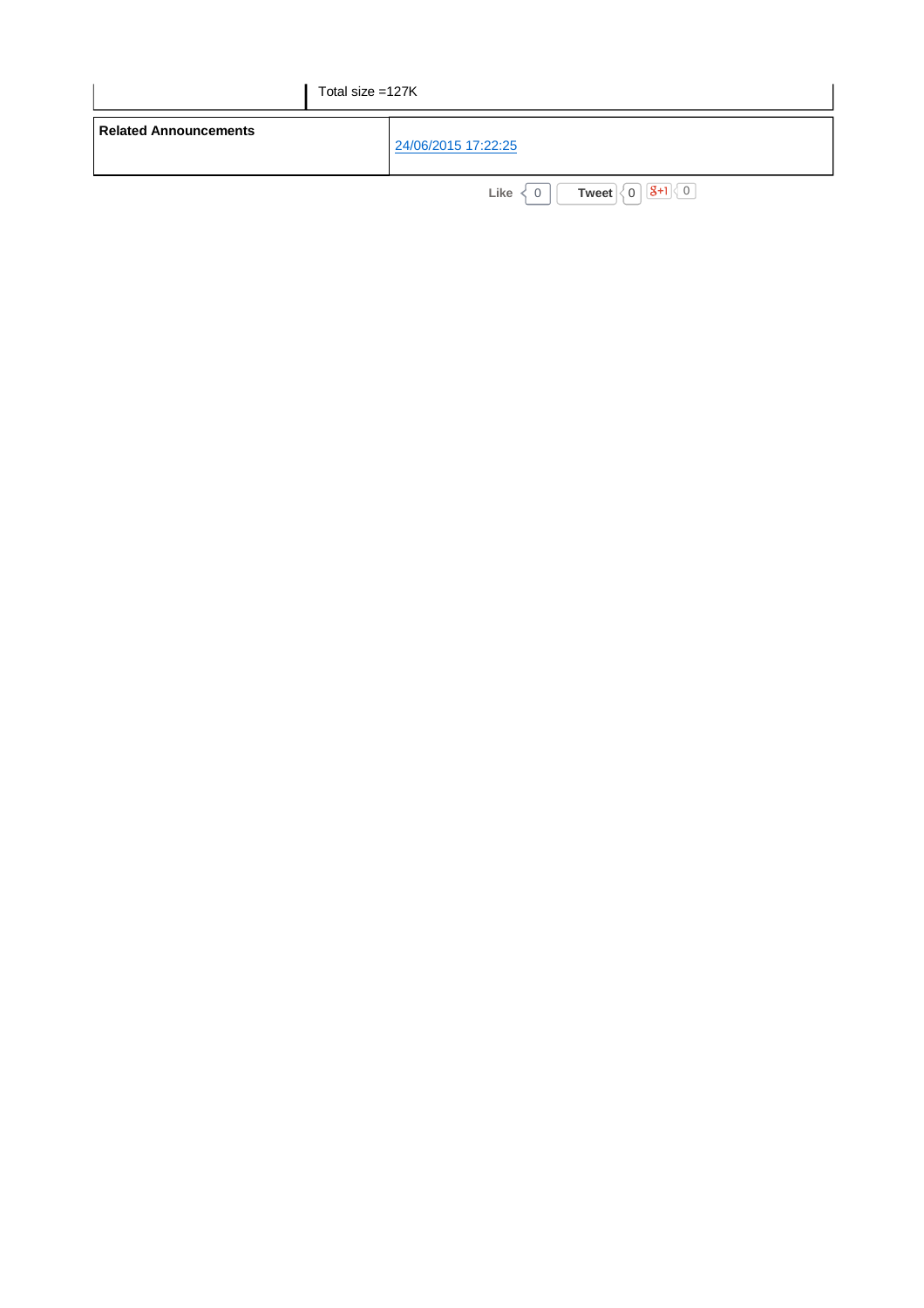| | |
|---|---|
| | Total size =127K |

| | |
|---|---|
| **Related Announcements** | 24/06/2015 17:22:25 |

Like 0 Tweet 0 g+1 0